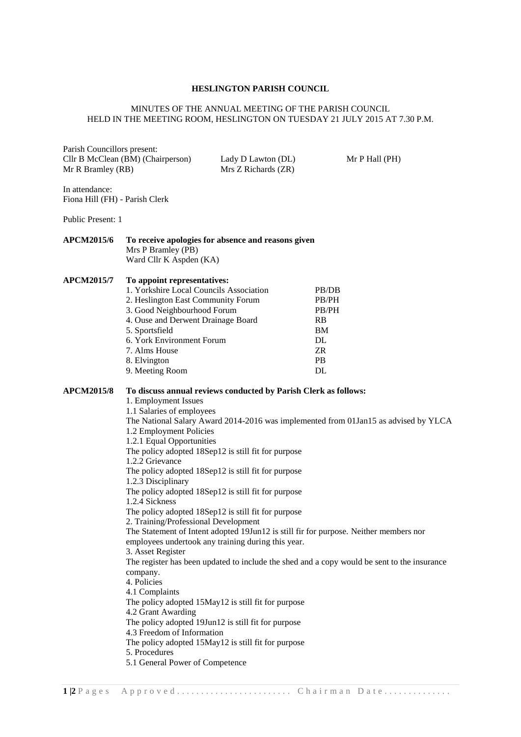# HESLINGTON PARISH COUNCIL

MINUTES OF THE ANNUAL MEETING OF THE PARISH COUNCIL
HELD IN THE MEETING ROOM, HESLINGTON ON TUESDAY 21 JULY 2015 AT 7.30 P.M.

Parish Councillors present:

| | | |
|---|---|---|
| Cllr B McClean (BM) (Chairperson) | Lady D Lawton (DL) | Mr P Hall (PH) |
| Mr R Bramley (RB) | Mrs Z Richards (ZR) | |

In attendance:
Fiona Hill (FH) - Parish Clerk

Public Present: 1

**APCM2015/6** **To receive apologies for absence and reasons given**

Mrs P Bramley (PB)
Ward Cllr K Aspden (KA)

**APCM2015/7** **To appoint representatives:**

| | |
|---|---|
| 1. Yorkshire Local Councils Association | PB/DB |
| 2. Heslington East Community Forum | PB/PH |
| 3. Good Neighbourhood Forum | PB/PH |
| 4. Ouse and Derwent Drainage Board | RB |
| 5. Sportsfield | BM |
| 6. York Environment Forum | DL |
| 7. Alms House | ZR |
| 8. Elvington | PB |
| 9. Meeting Room | DL |

**APCM2015/8** **To discuss annual reviews conducted by Parish Clerk as follows:**

1. Employment Issues
1.1 Salaries of employees
The National Salary Award 2014-2016 was implemented from 01Jan15 as advised by YLCA
1.2 Employment Policies
1.2.1 Equal Opportunities
The policy adopted 18Sep12 is still fit for purpose
1.2.2 Grievance
The policy adopted 18Sep12 is still fit for purpose
1.2.3 Disciplinary
The policy adopted 18Sep12 is still fit for purpose
1.2.4 Sickness
The policy adopted 18Sep12 is still fit for purpose
2. Training/Professional Development
The Statement of Intent adopted 19Jun12 is still fir for purpose. Neither members nor employees undertook any training during this year.
3. Asset Register
The register has been updated to include the shed and a copy would be sent to the insurance company.
4. Policies
4.1 Complaints
The policy adopted 15May12 is still fit for purpose
4.2 Grant Awarding
The policy adopted 19Jun12 is still fit for purpose
4.3 Freedom of Information
The policy adopted 15May12 is still fit for purpose
5. Procedures
5.1 General Power of Competence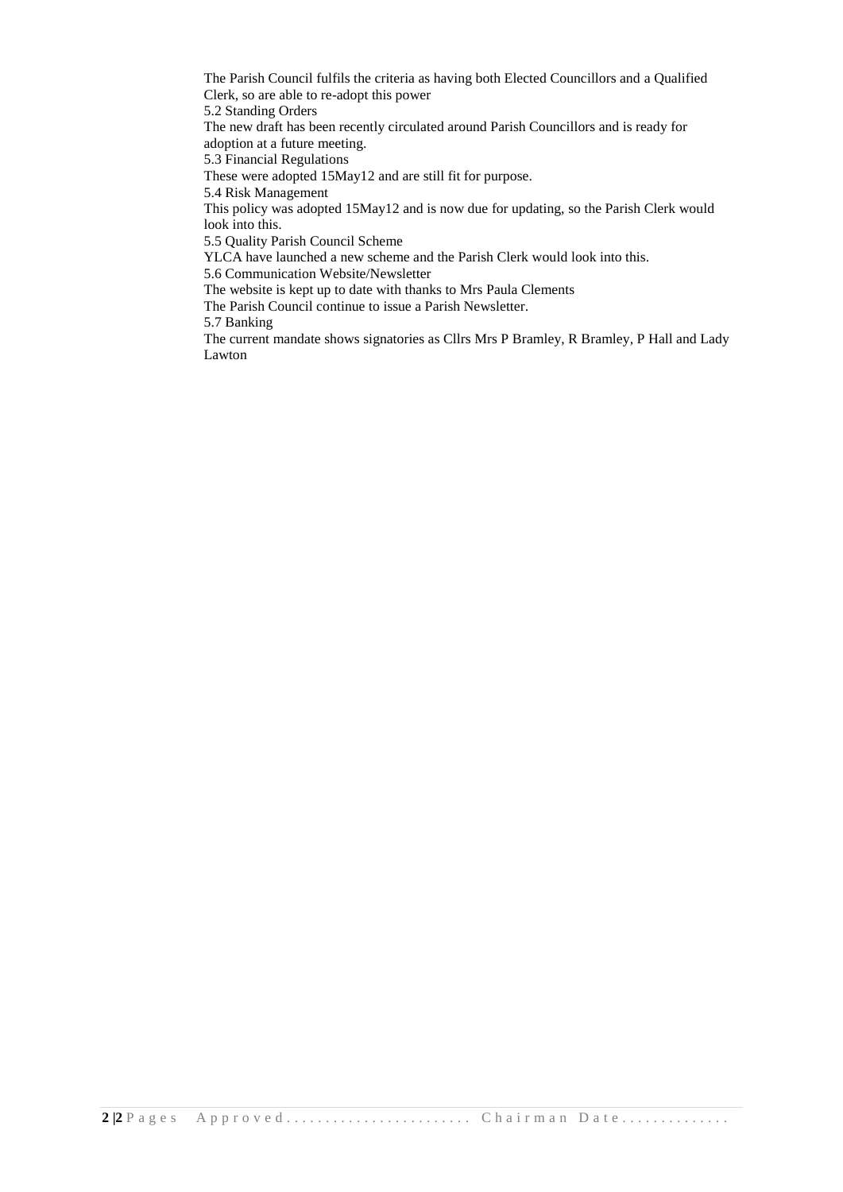The Parish Council fulfils the criteria as having both Elected Councillors and a Qualified Clerk, so are able to re-adopt this power

5.2 Standing Orders

The new draft has been recently circulated around Parish Councillors and is ready for adoption at a future meeting.

5.3 Financial Regulations

These were adopted 15May12 and are still fit for purpose.

5.4 Risk Management

This policy was adopted 15May12 and is now due for updating, so the Parish Clerk would look into this.

5.5 Quality Parish Council Scheme

YLCA have launched a new scheme and the Parish Clerk would look into this.

5.6 Communication Website/Newsletter

The website is kept up to date with thanks to Mrs Paula Clements

The Parish Council continue to issue a Parish Newsletter.

5.7 Banking

The current mandate shows signatories as Cllrs Mrs P Bramley, R Bramley, P Hall and Lady Lawton

Approved........................ Chairman Date..............